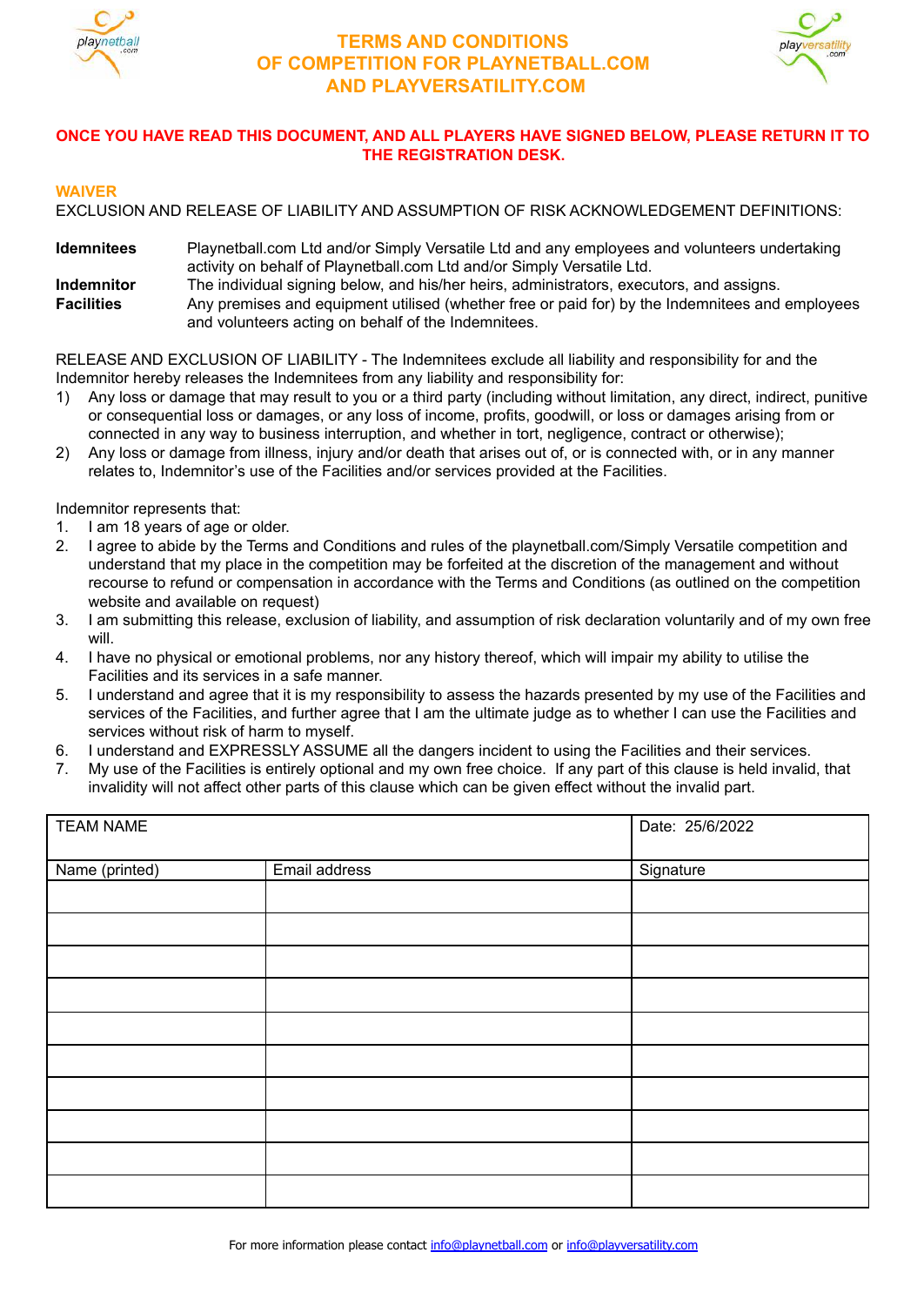# TERMS AND CONDITIONS OF COMPETITION FOR PLAYNETBALL.COM AND PLAYVERSATILITY.COM

**ONCE YOU HAVE READ THIS DOCUMENT, AND ALL PLAYERS HAVE SIGNED BELOW, PLEASE RETURN IT TO THE REGISTRATION DESK.**

## WAIVER

EXCLUSION AND RELEASE OF LIABILITY AND ASSUMPTION OF RISK ACKNOWLEDGEMENT DEFINITIONS:

**Idemnitees** Playnetball.com Ltd and/or Simply Versatile Ltd and any employees and volunteers undertaking activity on behalf of Playnetball.com Ltd and/or Simply Versatile Ltd.

**Indemnitor** The individual signing below, and his/her heirs, administrators, executors, and assigns.

**Facilities** Any premises and equipment utilised (whether free or paid for) by the Indemnitees and employees and volunteers acting on behalf of the Indemnitees.

RELEASE AND EXCLUSION OF LIABILITY - The Indemnitees exclude all liability and responsibility for and the Indemnitor hereby releases the Indemnitees from any liability and responsibility for:

1) Any loss or damage that may result to you or a third party (including without limitation, any direct, indirect, punitive or consequential loss or damages, or any loss of income, profits, goodwill, or loss or damages arising from or connected in any way to business interruption, and whether in tort, negligence, contract or otherwise);
2) Any loss or damage from illness, injury and/or death that arises out of, or is connected with, or in any manner relates to, Indemnitor's use of the Facilities and/or services provided at the Facilities.

Indemnitor represents that:

1. I am 18 years of age or older.
2. I agree to abide by the Terms and Conditions and rules of the playnetball.com/Simply Versatile competition and understand that my place in the competition may be forfeited at the discretion of the management and without recourse to refund or compensation in accordance with the Terms and Conditions (as outlined on the competition website and available on request)
3. I am submitting this release, exclusion of liability, and assumption of risk declaration voluntarily and of my own free will.
4. I have no physical or emotional problems, nor any history thereof, which will impair my ability to utilise the Facilities and its services in a safe manner.
5. I understand and agree that it is my responsibility to assess the hazards presented by my use of the Facilities and services of the Facilities, and further agree that I am the ultimate judge as to whether I can use the Facilities and services without risk of harm to myself.
6. I understand and EXPRESSLY ASSUME all the dangers incident to using the Facilities and their services.
7. My use of the Facilities is entirely optional and my own free choice. If any part of this clause is held invalid, that invalidity will not affect other parts of this clause which can be given effect without the invalid part.

| TEAM NAME | | Date: 25/6/2022 |
|---|---|---|
| Name (printed) | Email address | Signature |
| | | |
| | | |
| | | |
| | | |
| | | |
| | | |
| | | |
| | | |
| | | |
| | | |

For more information please contact info@playnetball.com or info@playversatility.com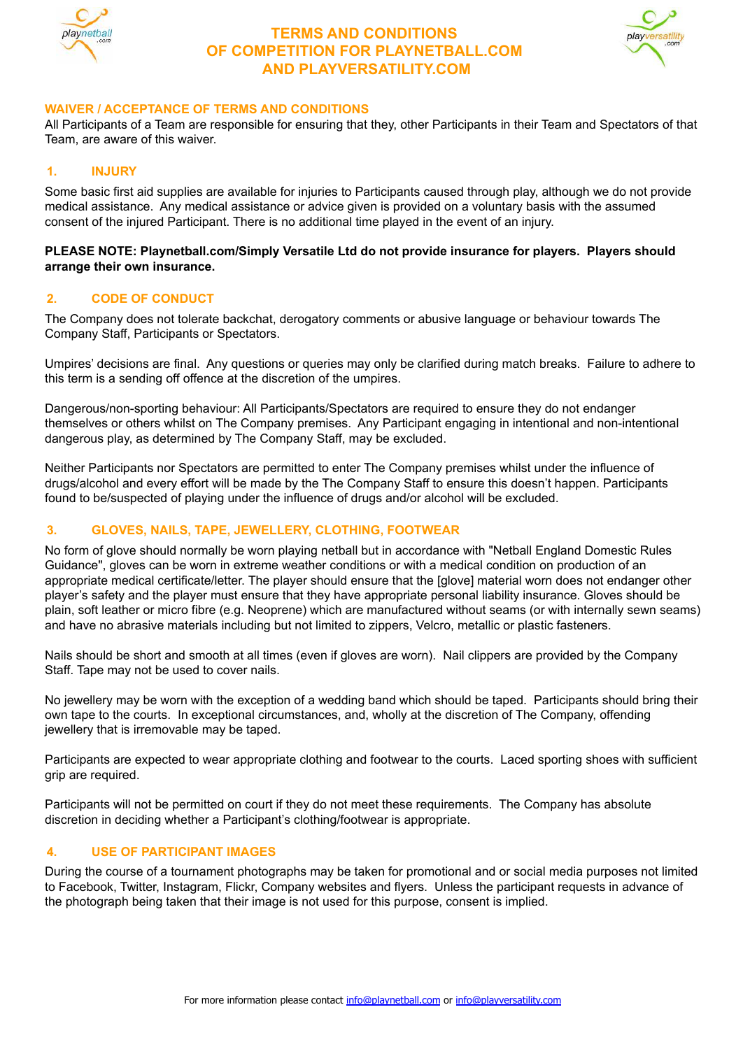# TERMS AND CONDITIONS OF COMPETITION FOR PLAYNETBALL.COM AND PLAYVERSATILITY.COM

## WAIVER / ACCEPTANCE OF TERMS AND CONDITIONS

All Participants of a Team are responsible for ensuring that they, other Participants in their Team and Spectators of that Team, are aware of this waiver.

## 1. INJURY

Some basic first aid supplies are available for injuries to Participants caused through play, although we do not provide medical assistance. Any medical assistance or advice given is provided on a voluntary basis with the assumed consent of the injured Participant. There is no additional time played in the event of an injury.

**PLEASE NOTE: Playnetball.com/Simply Versatile Ltd do not provide insurance for players. Players should arrange their own insurance.**

## 2. CODE OF CONDUCT

The Company does not tolerate backchat, derogatory comments or abusive language or behaviour towards The Company Staff, Participants or Spectators.

Umpires' decisions are final. Any questions or queries may only be clarified during match breaks. Failure to adhere to this term is a sending off offence at the discretion of the umpires.

Dangerous/non-sporting behaviour: All Participants/Spectators are required to ensure they do not endanger themselves or others whilst on The Company premises. Any Participant engaging in intentional and non-intentional dangerous play, as determined by The Company Staff, may be excluded.

Neither Participants nor Spectators are permitted to enter The Company premises whilst under the influence of drugs/alcohol and every effort will be made by the The Company Staff to ensure this doesn't happen. Participants found to be/suspected of playing under the influence of drugs and/or alcohol will be excluded.

## 3. GLOVES, NAILS, TAPE, JEWELLERY, CLOTHING, FOOTWEAR

No form of glove should normally be worn playing netball but in accordance with "Netball England Domestic Rules Guidance", gloves can be worn in extreme weather conditions or with a medical condition on production of an appropriate medical certificate/letter. The player should ensure that the [glove] material worn does not endanger other player's safety and the player must ensure that they have appropriate personal liability insurance. Gloves should be plain, soft leather or micro fibre (e.g. Neoprene) which are manufactured without seams (or with internally sewn seams) and have no abrasive materials including but not limited to zippers, Velcro, metallic or plastic fasteners.

Nails should be short and smooth at all times (even if gloves are worn). Nail clippers are provided by the Company Staff. Tape may not be used to cover nails.

No jewellery may be worn with the exception of a wedding band which should be taped. Participants should bring their own tape to the courts. In exceptional circumstances, and, wholly at the discretion of The Company, offending jewellery that is irremovable may be taped.

Participants are expected to wear appropriate clothing and footwear to the courts. Laced sporting shoes with sufficient grip are required.

Participants will not be permitted on court if they do not meet these requirements. The Company has absolute discretion in deciding whether a Participant's clothing/footwear is appropriate.

## 4. USE OF PARTICIPANT IMAGES

During the course of a tournament photographs may be taken for promotional and or social media purposes not limited to Facebook, Twitter, Instagram, Flickr, Company websites and flyers. Unless the participant requests in advance of the photograph being taken that their image is not used for this purpose, consent is implied.

For more information please contact info@playnetball.com or info@playversatility.com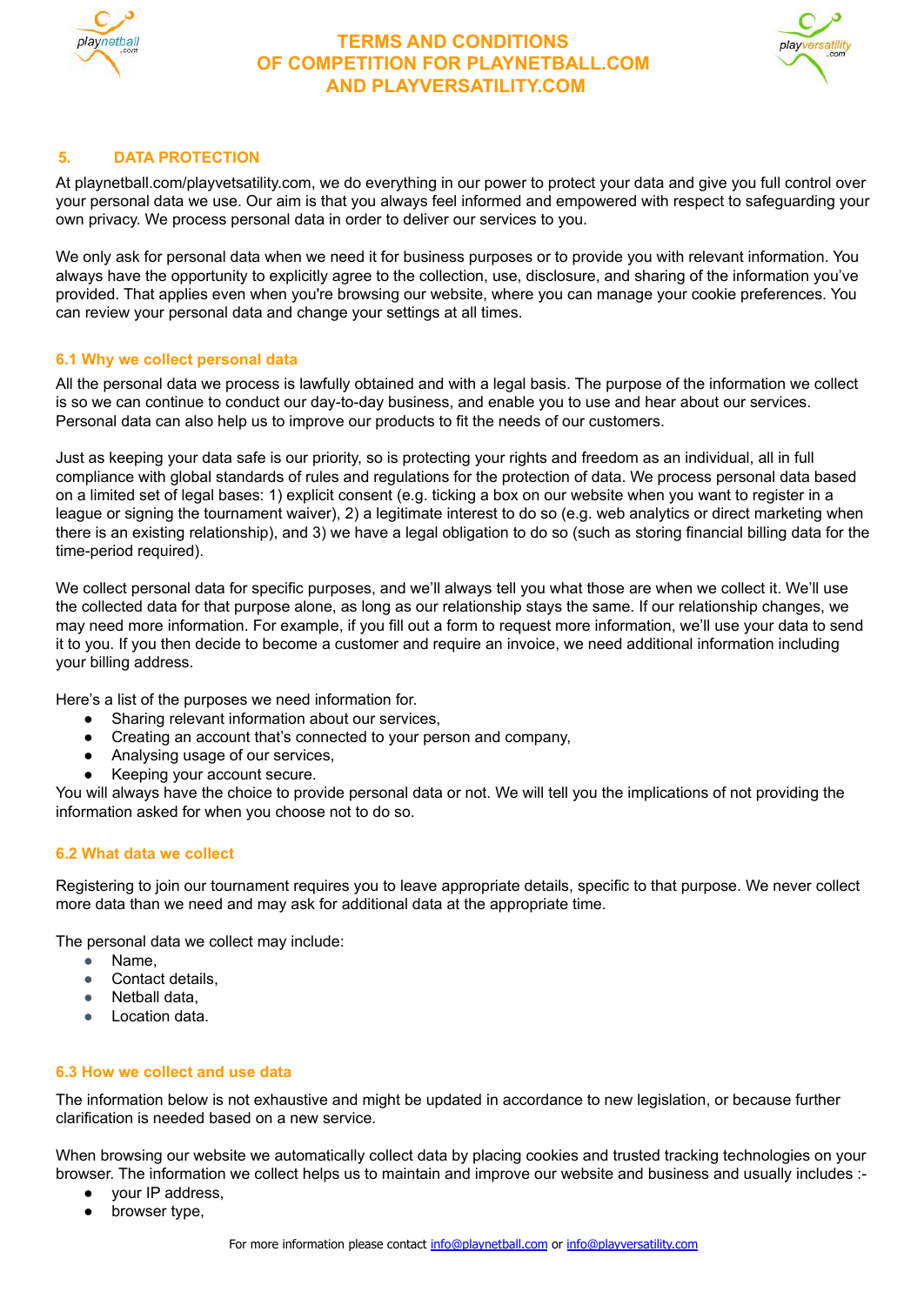## 5. DATA PROTECTION

At playnetball.com/playvetsatility.com, we do everything in our power to protect your data and give you full control over your personal data we use. Our aim is that you always feel informed and empowered with respect to safeguarding your own privacy. We process personal data in order to deliver our services to you.

We only ask for personal data when we need it for business purposes or to provide you with relevant information. You always have the opportunity to explicitly agree to the collection, use, disclosure, and sharing of the information you've provided. That applies even when you're browsing our website, where you can manage your cookie preferences. You can review your personal data and change your settings at all times.

### 6.1 Why we collect personal data

All the personal data we process is lawfully obtained and with a legal basis. The purpose of the information we collect is so we can continue to conduct our day-to-day business, and enable you to use and hear about our services. Personal data can also help us to improve our products to fit the needs of our customers.

Just as keeping your data safe is our priority, so is protecting your rights and freedom as an individual, all in full compliance with global standards of rules and regulations for the protection of data. We process personal data based on a limited set of legal bases: 1) explicit consent (e.g. ticking a box on our website when you want to register in a league or signing the tournament waiver), 2) a legitimate interest to do so (e.g. web analytics or direct marketing when there is an existing relationship), and 3) we have a legal obligation to do so (such as storing financial billing data for the time-period required).

We collect personal data for specific purposes, and we'll always tell you what those are when we collect it. We'll use the collected data for that purpose alone, as long as our relationship stays the same. If our relationship changes, we may need more information. For example, if you fill out a form to request more information, we'll use your data to send it to you. If you then decide to become a customer and require an invoice, we need additional information including your billing address.

Here's a list of the purposes we need information for.

- Sharing relevant information about our services,
- Creating an account that's connected to your person and company,
- Analysing usage of our services,
- Keeping your account secure.

You will always have the choice to provide personal data or not. We will tell you the implications of not providing the information asked for when you choose not to do so.

### 6.2 What data we collect

Registering to join our tournament requires you to leave appropriate details, specific to that purpose. We never collect more data than we need and may ask for additional data at the appropriate time.

The personal data we collect may include:

- Name,
- Contact details,
- Netball data,
- Location data.

### 6.3 How we collect and use data

The information below is not exhaustive and might be updated in accordance to new legislation, or because further clarification is needed based on a new service.

When browsing our website we automatically collect data by placing cookies and trusted tracking technologies on your browser. The information we collect helps us to maintain and improve our website and business and usually includes :-

- your IP address,
- browser type,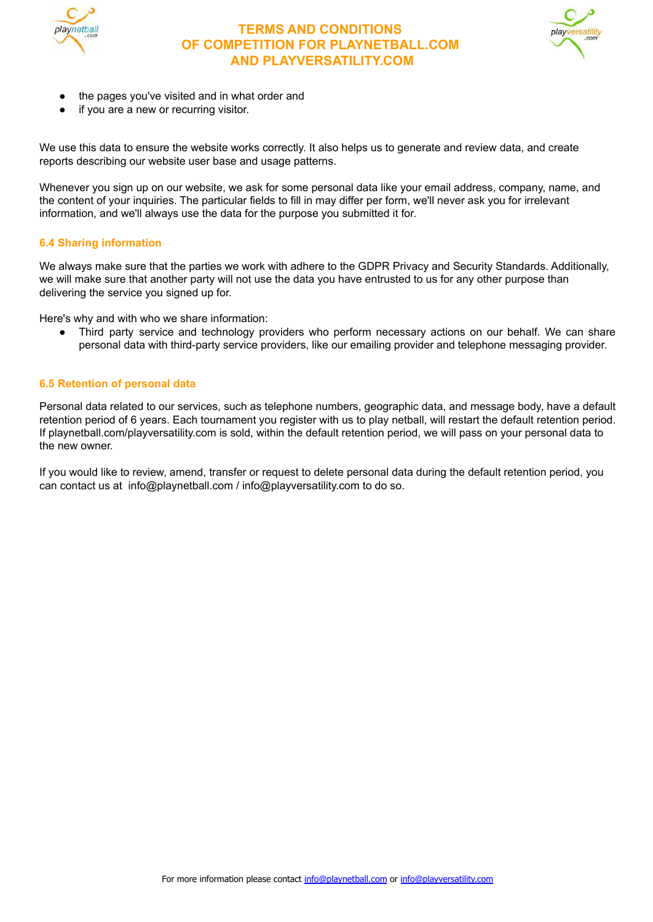- the pages you've visited and in what order and
- if you are a new or recurring visitor.

We use this data to ensure the website works correctly. It also helps us to generate and review data, and create reports describing our website user base and usage patterns.

Whenever you sign up on our website, we ask for some personal data like your email address, company, name, and the content of your inquiries. The particular fields to fill in may differ per form, we'll never ask you for irrelevant information, and we'll always use the data for the purpose you submitted it for.

### 6.4 Sharing information

We always make sure that the parties we work with adhere to the GDPR Privacy and Security Standards. Additionally, we will make sure that another party will not use the data you have entrusted to us for any other purpose than delivering the service you signed up for.

Here's why and with who we share information:

- Third party service and technology providers who perform necessary actions on our behalf. We can share personal data with third-party service providers, like our emailing provider and telephone messaging provider.

### 6.5 Retention of personal data

Personal data related to our services, such as telephone numbers, geographic data, and message body, have a default retention period of 6 years. Each tournament you register with us to play netball, will restart the default retention period. If playnetball.com/playversatility.com is sold, within the default retention period, we will pass on your personal data to the new owner.

If you would like to review, amend, transfer or request to delete personal data during the default retention period, you can contact us at info@playnetball.com / info@playversatility.com to do so.